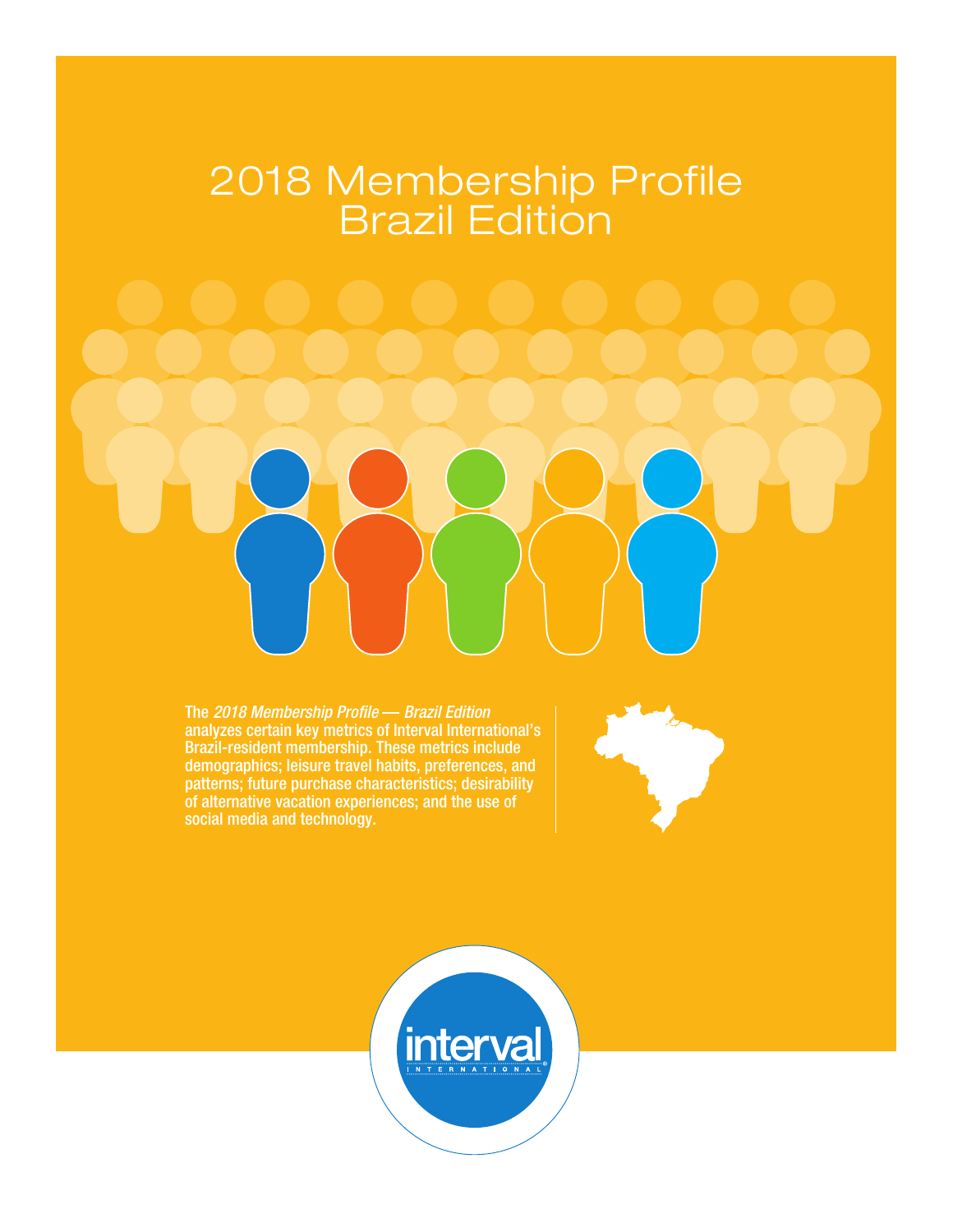# 2018 Membership Profile
# Brazil Edition

The *2018 Membership Profile — Brazil Edition* analyzes certain key metrics of Interval International's Brazil-resident membership. These metrics include demographics; leisure travel habits, preferences, and patterns; future purchase characteristics; desirability of alternative vacation experiences; and the use of social media and technology.

interval INTERNATIONAL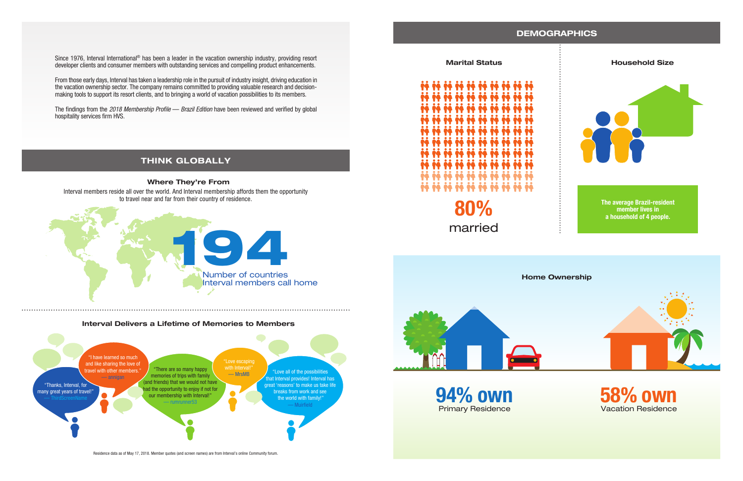Since 1976, Interval International® has been a leader in the vacation ownership industry, providing resort developer clients and consumer members with outstanding services and compelling product enhancements.

From those early days, Interval has taken a leadership role in the pursuit of industry insight, driving education in the vacation ownership sector. The company remains committed to providing valuable research and decision-making tools to support its resort clients, and to bringing a world of vacation possibilities to its members.

The findings from the *2018 Membership Profile — Brazil Edition* have been reviewed and verified by global hospitality services firm HVS.

## THINK GLOBALLY

### Where They're From

Interval members reside all over the world. And Interval membership affords them the opportunity to travel near and far from their country of residence.

**194**

Number of countries Interval members call home

### Interval Delivers a Lifetime of Memories to Members

"Thanks, Interval, for many great years of travel!" — ThirdScreenName

"I have learned so much and like sharing the love of travel with other members." — annigan

"There are so many happy memories of trips with family (and friends) that we would not have had the opportunity to enjoy if not for our membership with Interval!" — rumrunner53

"Love escaping with Interval!" — MrsMB

"Love all of the possibilities that Interval provides! Interval has great 'reasons' to make us take life breaks from work and see the world with family!" — Muirfield

Residence data as of May 17, 2018. Member quotes (and screen names) are from Interval's online Community forum.

## DEMOGRAPHICS

### Marital Status

**80%** married

### Household Size

The average Brazil-resident member lives in a household of 4 people.

### Home Ownership

**94% own** Primary Residence

**58% own** Vacation Residence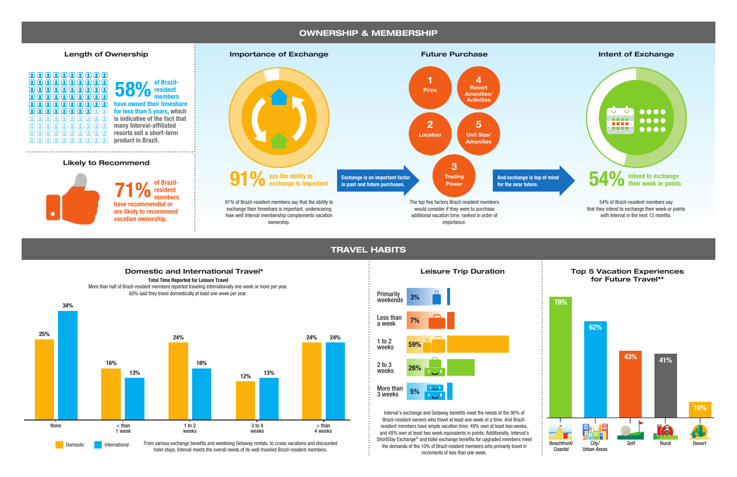# OWNERSHIP & MEMBERSHIP

## Length of Ownership

**58%** of Brazil-resident members have owned their timeshare for less than 5 years, which is indicative of the fact that many Interval-affiliated resorts sell a short-term product in Brazil.

## Likely to Recommend

**71%** of Brazil-resident members have recommended or are likely to recommend vacation ownership.

## Importance of Exchange

**91%** say the ability to exchange is important

91% of Brazil-resident members say that the ability to exchange their timeshare is important, underscoring how well Interval membership complements vacation ownership.

Exchange is an important factor in past and future purchases.

## Future Purchase

1. Price
2. Location
3. Trading Power
4. Resort Amenities/ Activities
5. Unit Size/ Amenities

The top five factors Brazil-resident members would consider if they were to purchase additional vacation time, ranked in order of importance.

And exchange is top of mind for the near future.

## Intent of Exchange

**54%** intend to exchange their week or points

54% of Brazil-resident members say that they intend to exchange their week or points with Interval in the next 12 months.

# TRAVEL HABITS

## Domestic and International Travel*

**Total Time Reported for Leisure Travel**

More than half of Brazil-resident members reported traveling internationally one week or more per year. 60% said they travel domestically at least one week per year.

| | None | < than 1 week | 1 to 2 weeks | 3 to 4 weeks | > than 4 weeks |
|---|---|---|---|---|---|
| Domestic | 25% | 16% | 24% | 12% | 24% |
| International | 34% | 13% | 16% | 13% | 24% |

From various exchange benefits and weeklong Getaway rentals, to cruise vacations and discounted hotel stays, Interval meets the overall needs of its well-traveled Brazil-resident members.

## Leisure Trip Duration

| Duration | % |
|---|---|
| Primarily weekends | 3% |
| Less than a week | 7% |
| 1 to 2 weeks | 59% |
| 2 to 3 weeks | 26% |
| More than 3 weeks | 5% |

Interval's exchange and Getaway benefits meet the needs of the 90% of Brazil-resident owners who travel at least one week at a time. And Brazil-resident members have ample vacation time: 49% own at least two weeks, and 48% own at least two week equivalents in points. Additionally, Interval's ShortStay Exchange® and hotel exchange benefits for upgraded members meet the demands of the 10% of Brazil-resident members who primarily travel in increments of less than one week.

## Top 5 Vacation Experiences for Future Travel**

| Experience | % |
|---|---|
| Beachfront/ Coastal | 78% |
| City/ Urban Areas | 62% |
| Golf | 43% |
| Rural | 41% |
| Desert | 10% |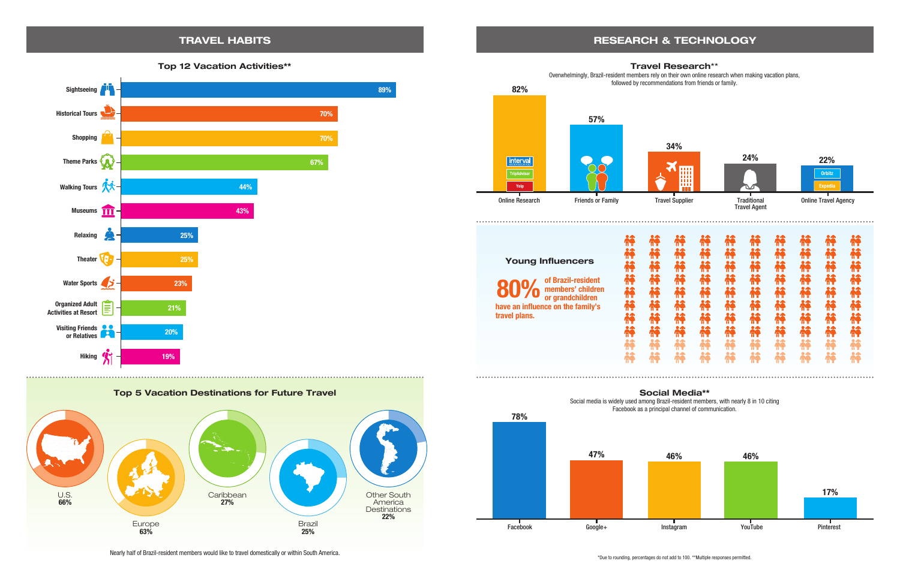## TRAVEL HABITS

### Top 12 Vacation Activities**

| Activity | % |
|---|---|
| Sightseeing | 89% |
| Historical Tours | 70% |
| Shopping | 70% |
| Theme Parks | 67% |
| Walking Tours | 44% |
| Museums | 43% |
| Relaxing | 25% |
| Theater | 25% |
| Water Sports | 23% |
| Organized Adult Activities at Resort | 21% |
| Visiting Friends or Relatives | 20% |
| Hiking | 19% |

### Top 5 Vacation Destinations for Future Travel

| Destination | % |
|---|---|
| U.S. | 66% |
| Europe | 63% |
| Caribbean | 27% |
| Brazil | 25% |
| Other South America Destinations | 22% |

Nearly half of Brazil-resident members would like to travel domestically or within South America.

## RESEARCH & TECHNOLOGY

### Travel Research**

Overwhelmingly, Brazil-resident members rely on their own online research when making vacation plans, followed by recommendations from friends or family.

| Source | % |
|---|---|
| Online Research | 82% |
| Friends or Family | 57% |
| Travel Supplier | 34% |
| Traditional Travel Agent | 24% |
| Online Travel Agency | 22% |

### Young Influencers

**80%** of Brazil-resident members' children or grandchildren have an influence on the family's travel plans.

### Social Media**

Social media is widely used among Brazil-resident members, with nearly 8 in 10 citing Facebook as a principal channel of communication.

| Channel | % |
|---|---|
| Facebook | 78% |
| Google+ | 47% |
| Instagram | 46% |
| YouTube | 46% |
| Pinterest | 17% |

*Due to rounding, percentages do not add to 100. **Multiple responses permitted.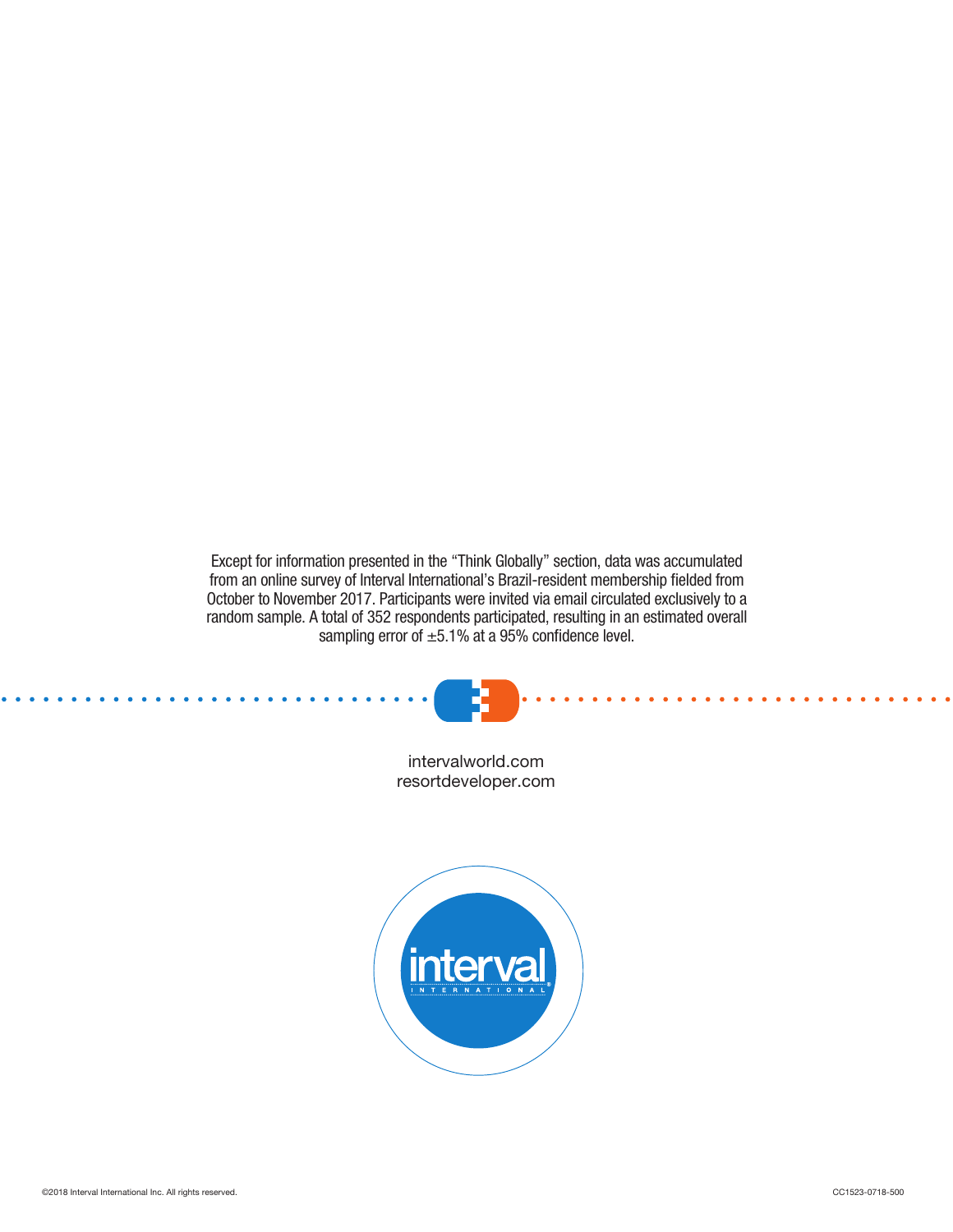Except for information presented in the “Think Globally” section, data was accumulated from an online survey of Interval International’s Brazil-resident membership fielded from October to November 2017. Participants were invited via email circulated exclusively to a random sample. A total of 352 respondents participated, resulting in an estimated overall sampling error of ±5.1% at a 95% confidence level.

intervalworld.com
resortdeveloper.com

©2018 Interval International Inc. All rights reserved.

CC1523-0718-500